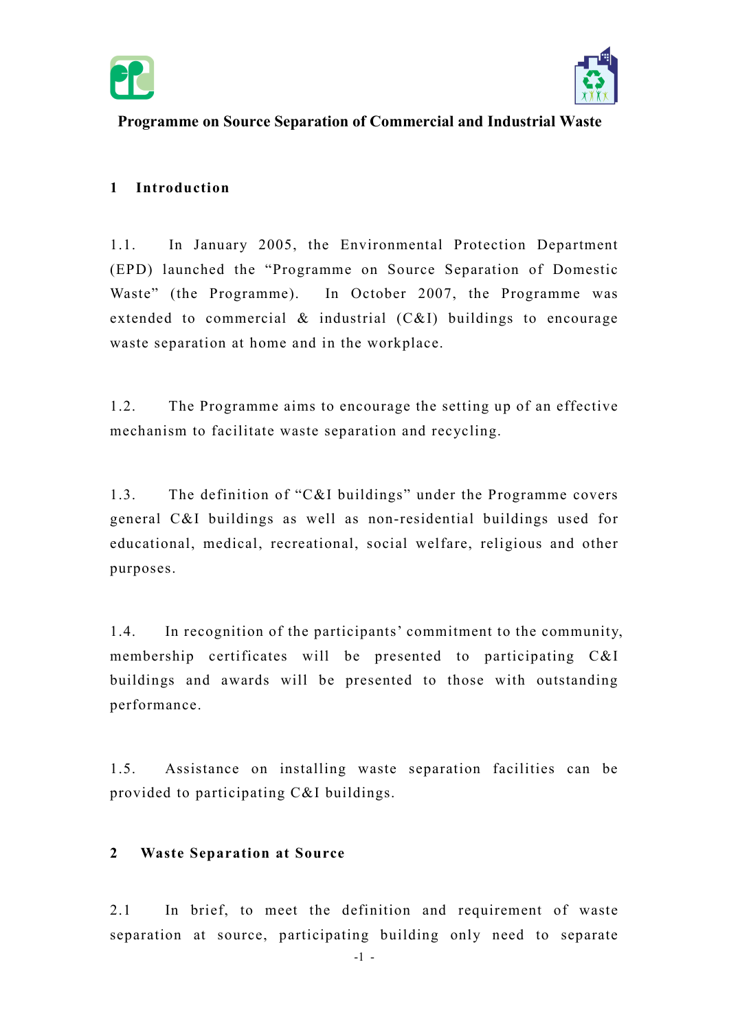# Programme on Source Separation of Commercial and Industrial Waste

## 1 Introduction

1.1. In January 2005, the Environmental Protection Department (EPD) launched the "Programme on Source Separation of Domestic Waste" (the Programme). In October 2007, the Programme was extended to commercial & industrial (C&I) buildings to encourage waste separation at home and in the workplace.

1.2. The Programme aims to encourage the setting up of an effective mechanism to facilitate waste separation and recycling.

1.3. The definition of "C&I buildings" under the Programme covers general C&I buildings as well as non-residential buildings used for educational, medical, recreational, social welfare, religious and other purposes.

1.4. In recognition of the participants' commitment to the community, membership certificates will be presented to participating C&I buildings and awards will be presented to those with outstanding performance.

1.5. Assistance on installing waste separation facilities can be provided to participating C&I buildings.

## 2 Waste Separation at Source

2.1 In brief, to meet the definition and requirement of waste separation at source, participating building only need to separate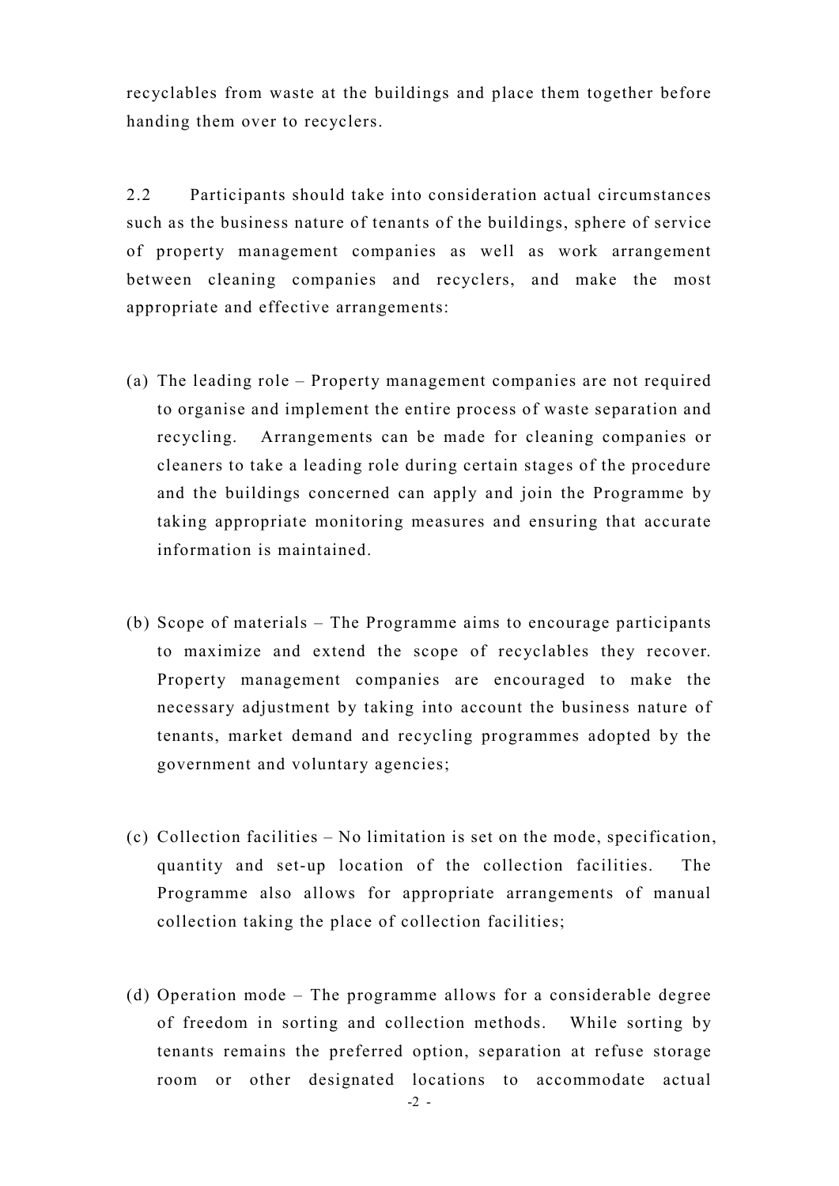recyclables from waste at the buildings and place them together before handing them over to recyclers.

2.2 Participants should take into consideration actual circumstances such as the business nature of tenants of the buildings, sphere of service of property management companies as well as work arrangement between cleaning companies and recyclers, and make the most appropriate and effective arrangements:

(a) The leading role – Property management companies are not required to organise and implement the entire process of waste separation and recycling. Arrangements can be made for cleaning companies or cleaners to take a leading role during certain stages of the procedure and the buildings concerned can apply and join the Programme by taking appropriate monitoring measures and ensuring that accurate information is maintained.

(b) Scope of materials – The Programme aims to encourage participants to maximize and extend the scope of recyclables they recover. Property management companies are encouraged to make the necessary adjustment by taking into account the business nature of tenants, market demand and recycling programmes adopted by the government and voluntary agencies;

(c) Collection facilities – No limitation is set on the mode, specification, quantity and set-up location of the collection facilities. The Programme also allows for appropriate arrangements of manual collection taking the place of collection facilities;

(d) Operation mode – The programme allows for a considerable degree of freedom in sorting and collection methods. While sorting by tenants remains the preferred option, separation at refuse storage room or other designated locations to accommodate actual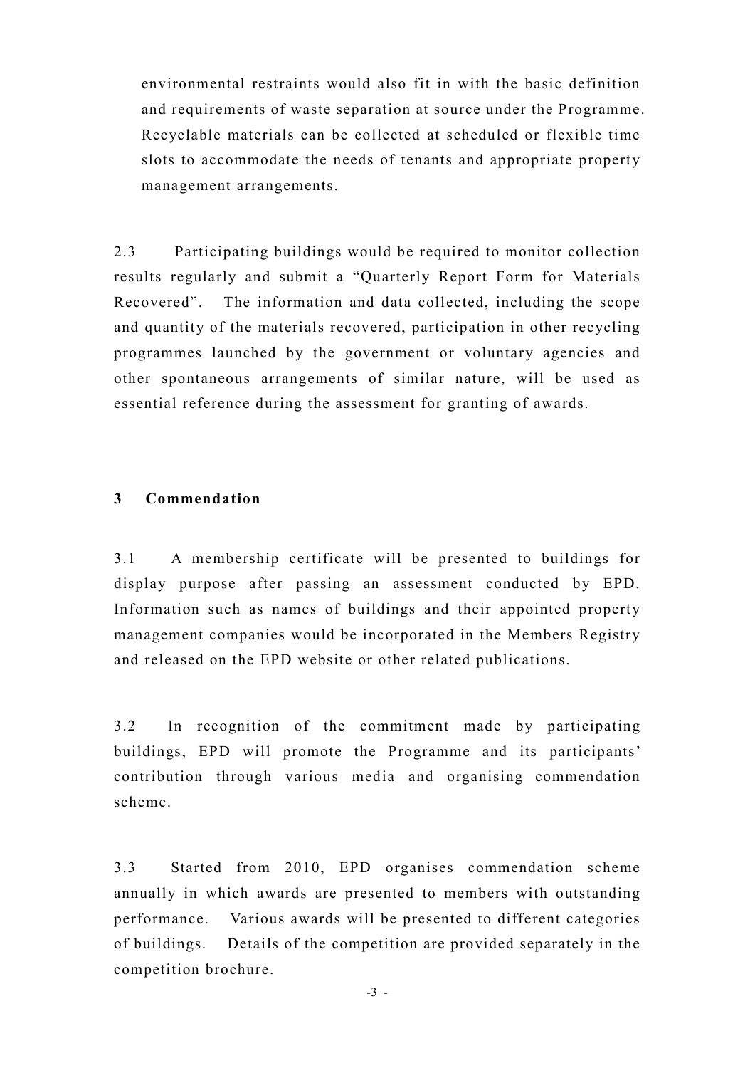environmental restraints would also fit in with the basic definition and requirements of waste separation at source under the Programme. Recyclable materials can be collected at scheduled or flexible time slots to accommodate the needs of tenants and appropriate property management arrangements.

2.3 Participating buildings would be required to monitor collection results regularly and submit a "Quarterly Report Form for Materials Recovered". The information and data collected, including the scope and quantity of the materials recovered, participation in other recycling programmes launched by the government or voluntary agencies and other spontaneous arrangements of similar nature, will be used as essential reference during the assessment for granting of awards.

## 3 Commendation

3.1 A membership certificate will be presented to buildings for display purpose after passing an assessment conducted by EPD. Information such as names of buildings and their appointed property management companies would be incorporated in the Members Registry and released on the EPD website or other related publications.

3.2 In recognition of the commitment made by participating buildings, EPD will promote the Programme and its participants' contribution through various media and organising commendation scheme.

3.3 Started from 2010, EPD organises commendation scheme annually in which awards are presented to members with outstanding performance. Various awards will be presented to different categories of buildings. Details of the competition are provided separately in the competition brochure.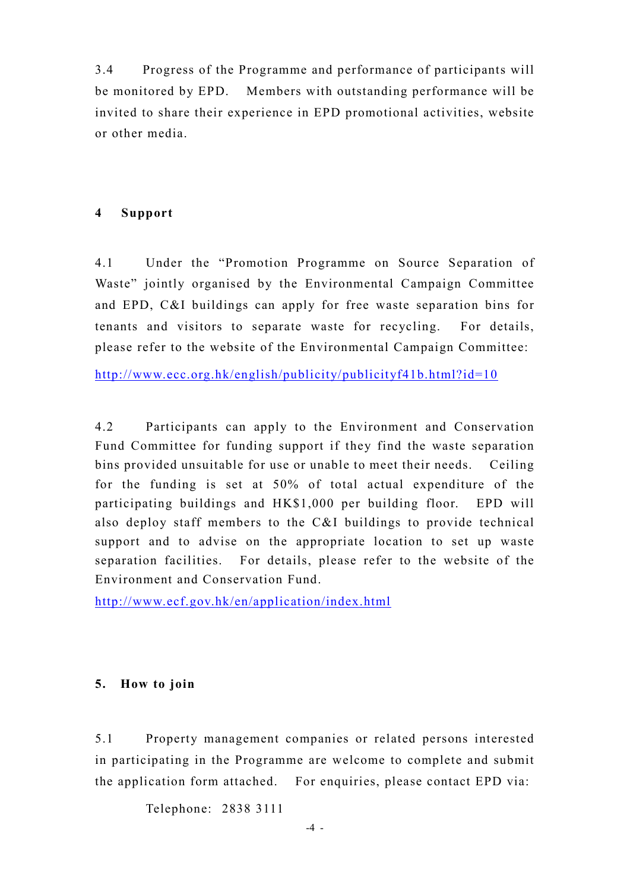3.4 Progress of the Programme and performance of participants will be monitored by EPD. Members with outstanding performance will be invited to share their experience in EPD promotional activities, website or other media.

## 4 Support

4.1 Under the "Promotion Programme on Source Separation of Waste" jointly organised by the Environmental Campaign Committee and EPD, C&I buildings can apply for free waste separation bins for tenants and visitors to separate waste for recycling. For details, please refer to the website of the Environmental Campaign Committee:

http://www.ecc.org.hk/english/publicity/publicityf41b.html?id=10

4.2 Participants can apply to the Environment and Conservation Fund Committee for funding support if they find the waste separation bins provided unsuitable for use or unable to meet their needs. Ceiling for the funding is set at 50% of total actual expenditure of the participating buildings and HK$1,000 per building floor. EPD will also deploy staff members to the C&I buildings to provide technical support and to advise on the appropriate location to set up waste separation facilities. For details, please refer to the website of the Environment and Conservation Fund.

http://www.ecf.gov.hk/en/application/index.html

## 5. How to join

5.1 Property management companies or related persons interested in participating in the Programme are welcome to complete and submit the application form attached. For enquiries, please contact EPD via:

Telephone: 2838 3111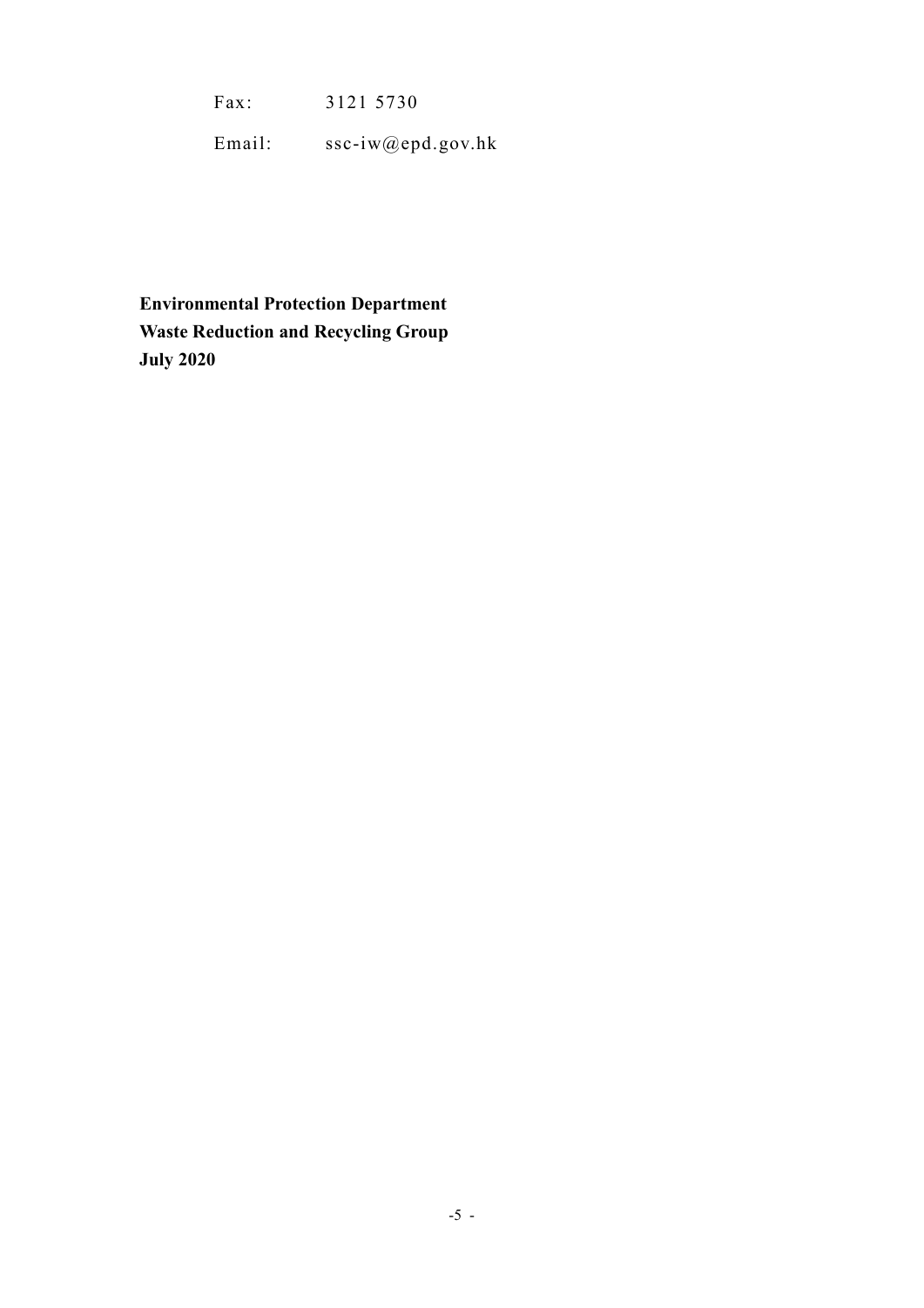Fax: 3121 5730

Email: ssc-iw@epd.gov.hk

**Environmental Protection Department**
**Waste Reduction and Recycling Group**
**July 2020**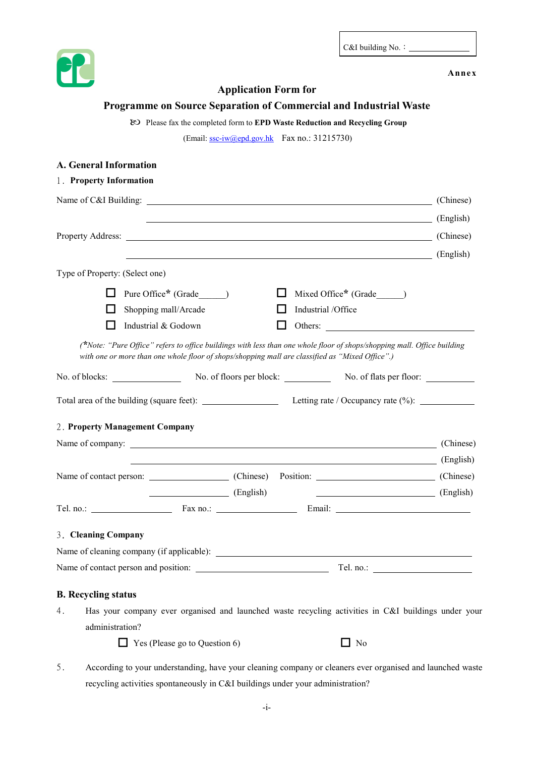C&I building No.：\_\_\_\_\_\_\_\_\_\_\_\_\_\_

**Annex**

## Application Form for
## Programme on Source Separation of Commercial and Industrial Waste

✉ Please fax the completed form to **EPD Waste Reduction and Recycling Group**

(Email: ssc-iw@epd.gov.hk Fax no.: 31215730)

### A. General Information

1．**Property Information**

Name of C&I Building: \_\_\_\_\_\_\_\_\_\_\_\_\_\_\_\_\_\_\_\_\_\_\_\_\_\_\_\_\_\_\_\_\_\_\_\_\_\_\_\_ (Chinese)

\_\_\_\_\_\_\_\_\_\_\_\_\_\_\_\_\_\_\_\_\_\_\_\_\_\_\_\_\_\_\_\_\_\_\_\_\_\_\_\_ (English)

Property Address: \_\_\_\_\_\_\_\_\_\_\_\_\_\_\_\_\_\_\_\_\_\_\_\_\_\_\_\_\_\_\_\_\_\_\_\_\_\_\_\_ (Chinese)

\_\_\_\_\_\_\_\_\_\_\_\_\_\_\_\_\_\_\_\_\_\_\_\_\_\_\_\_\_\_\_\_\_\_\_\_\_\_\_\_ (English)

Type of Property: (Select one)

- ☐ Pure Office* (Grade\_\_\_\_\_\_)
- ☐ Mixed Office* (Grade\_\_\_\_\_\_)
- ☐ Shopping mall/Arcade
- ☐ Industrial /Office
- ☐ Industrial & Godown
- ☐ Others: \_\_\_\_\_\_\_\_\_\_\_\_\_\_\_\_\_\_

*(*Note: "Pure Office" refers to office buildings with less than one whole floor of shops/shopping mall. Office building with one or more than one whole floor of shops/shopping mall are classified as "Mixed Office".)*

No. of blocks: \_\_\_\_\_\_\_\_\_\_ No. of floors per block: \_\_\_\_\_\_\_\_\_\_ No. of flats per floor: \_\_\_\_\_\_\_\_\_\_

Total area of the building (square feet): \_\_\_\_\_\_\_\_\_\_ Letting rate / Occupancy rate (%): \_\_\_\_\_\_\_\_\_\_

2．**Property Management Company**

Name of company: \_\_\_\_\_\_\_\_\_\_\_\_\_\_\_\_\_\_\_\_\_\_\_\_\_\_\_\_\_\_\_\_\_\_\_\_\_\_\_\_ (Chinese)

\_\_\_\_\_\_\_\_\_\_\_\_\_\_\_\_\_\_\_\_\_\_\_\_\_\_\_\_\_\_\_\_\_\_\_\_\_\_\_\_ (English)

Name of contact person: \_\_\_\_\_\_\_\_\_\_\_\_ (Chinese) Position: \_\_\_\_\_\_\_\_\_\_\_\_ (Chinese)

\_\_\_\_\_\_\_\_\_\_\_\_ (English) \_\_\_\_\_\_\_\_\_\_\_\_ (English)

Tel. no.: \_\_\_\_\_\_\_\_\_\_ Fax no.: \_\_\_\_\_\_\_\_\_\_ Email: \_\_\_\_\_\_\_\_\_\_\_\_\_\_\_\_

3．**Cleaning Company**

Name of cleaning company (if applicable): \_\_\_\_\_\_\_\_\_\_\_\_\_\_\_\_\_\_\_\_\_\_\_\_\_\_\_\_

Name of contact person and position: \_\_\_\_\_\_\_\_\_\_\_\_\_\_\_\_ Tel. no.: \_\_\_\_\_\_\_\_\_\_

### B. Recycling status

4． Has your company ever organised and launched waste recycling activities in C&I buildings under your administration?

- ☐ Yes (Please go to Question 6)
- ☐ No

5． According to your understanding, have your cleaning company or cleaners ever organised and launched waste recycling activities spontaneously in C&I buildings under your administration?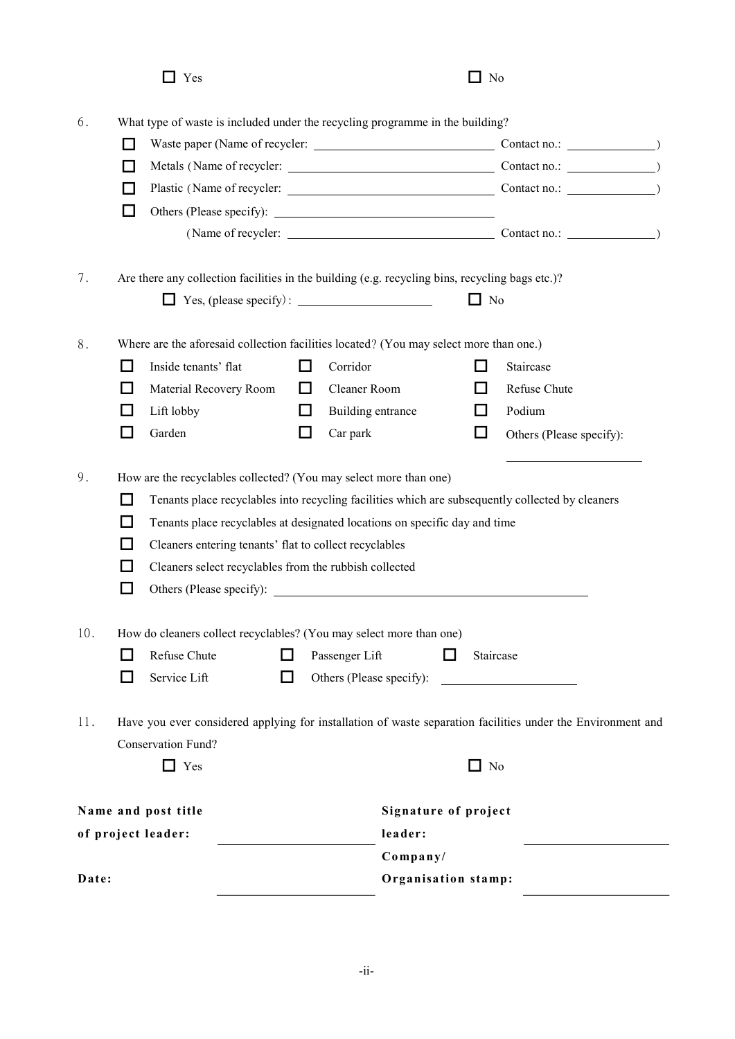☐ Yes ☐ No

6. What type of waste is included under the recycling programme in the building?

   ☐ Waste paper (Name of recycler: ______________________ Contact no.: __________)

   ☐ Metals (Name of recycler: ______________________ Contact no.: __________)

   ☐ Plastic (Name of recycler: ______________________ Contact no.: __________)

   ☐ Others (Please specify): ______________________

   (Name of recycler: ______________________ Contact no.: __________)

7. Are there any collection facilities in the building (e.g. recycling bins, recycling bags etc.)?

   ☐ Yes, (please specify): ________________ ☐ No

8. Where are the aforesaid collection facilities located? (You may select more than one.)

   ☐ Inside tenants' flat ☐ Corridor ☐ Staircase

   ☐ Material Recovery Room ☐ Cleaner Room ☐ Refuse Chute

   ☐ Lift lobby ☐ Building entrance ☐ Podium

   ☐ Garden ☐ Car park ☐ Others (Please specify): ________________

9. How are the recyclables collected? (You may select more than one)

   ☐ Tenants place recyclables into recycling facilities which are subsequently collected by cleaners

   ☐ Tenants place recyclables at designated locations on specific day and time

   ☐ Cleaners entering tenants' flat to collect recyclables

   ☐ Cleaners select recyclables from the rubbish collected

   ☐ Others (Please specify): ______________________

10. How do cleaners collect recyclables? (You may select more than one)

    ☐ Refuse Chute ☐ Passenger Lift ☐ Staircase

    ☐ Service Lift ☐ Others (Please specify): ________________

11. Have you ever considered applying for installation of waste separation facilities under the Environment and Conservation Fund?

    ☐ Yes ☐ No

**Name and post title of project leader:** ________________ **Signature of project leader:** ________________

**Company/ Organisation stamp:** ________________

**Date:** ________________